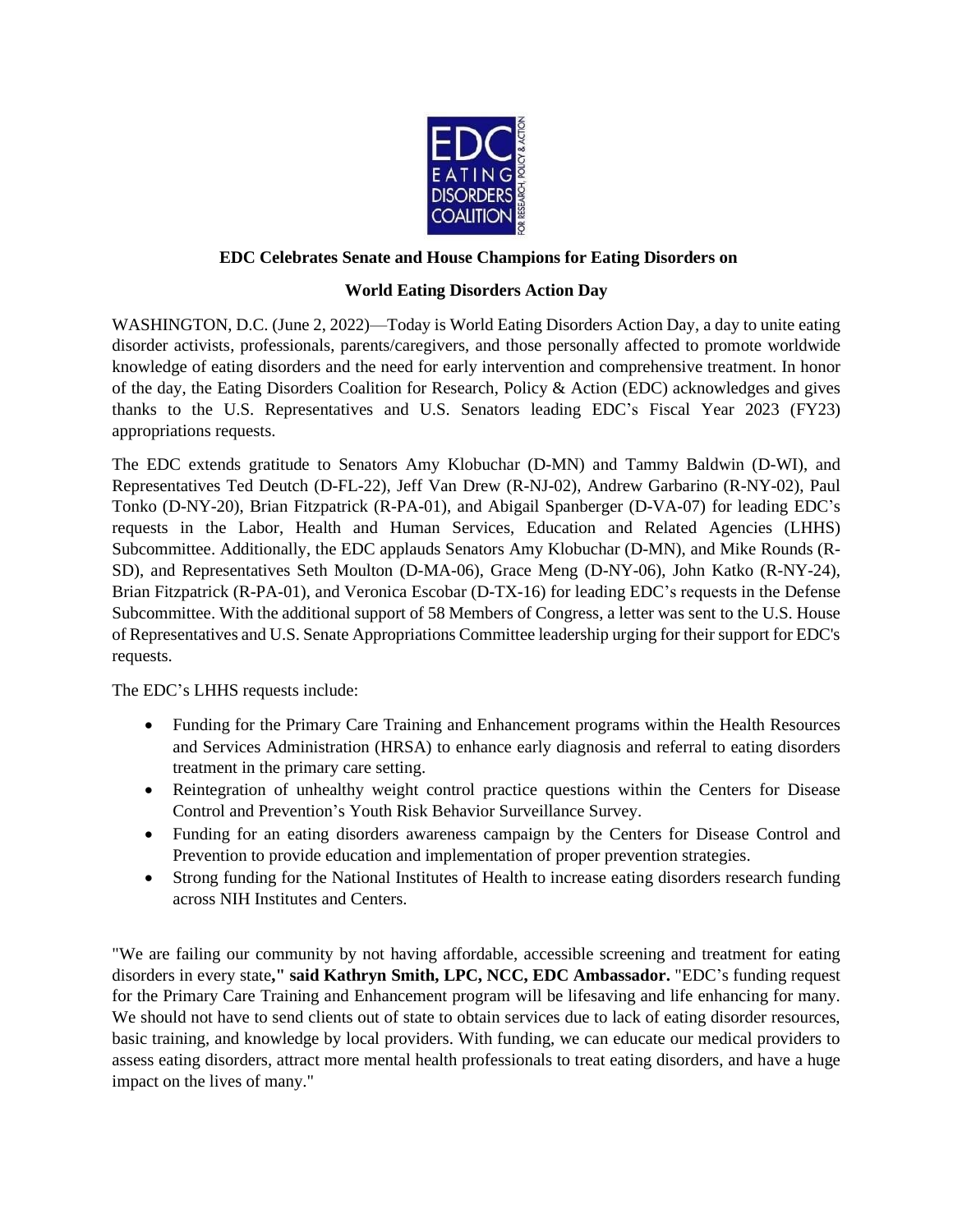**EDC Celebrates Senate and House Champions for Eating Disorders on**

**World Eating Disorders Action Day**

WASHINGTON, D.C. (June 2, 2022)—Today is World Eating Disorders Action Day, a day to unite eating disorder activists, professionals, parents/caregivers, and those personally affected to promote worldwide knowledge of eating disorders and the need for early intervention and comprehensive treatment. In honor of the day, the Eating Disorders Coalition for Research, Policy & Action (EDC) acknowledges and gives thanks to the U.S. Representatives and U.S. Senators leading EDC's Fiscal Year 2023 (FY23) appropriations requests.

The EDC extends gratitude to Senators Amy Klobuchar (D-MN) and Tammy Baldwin (D-WI), and Representatives Ted Deutch (D-FL-22), Jeff Van Drew (R-NJ-02), Andrew Garbarino (R-NY-02), Paul Tonko (D-NY-20), Brian Fitzpatrick (R-PA-01), and Abigail Spanberger (D-VA-07) for leading EDC's requests in the Labor, Health and Human Services, Education and Related Agencies (LHHS) Subcommittee. Additionally, the EDC applauds Senators Amy Klobuchar (D-MN), and Mike Rounds (R-SD), and Representatives Seth Moulton (D-MA-06), Grace Meng (D-NY-06), John Katko (R-NY-24), Brian Fitzpatrick (R-PA-01), and Veronica Escobar (D-TX-16) for leading EDC's requests in the Defense Subcommittee. With the additional support of 58 Members of Congress, a letter was sent to the U.S. House of Representatives and U.S. Senate Appropriations Committee leadership urging for their support for EDC's requests.

The EDC's LHHS requests include:

- Funding for the Primary Care Training and Enhancement programs within the Health Resources and Services Administration (HRSA) to enhance early diagnosis and referral to eating disorders treatment in the primary care setting.
- Reintegration of unhealthy weight control practice questions within the Centers for Disease Control and Prevention's Youth Risk Behavior Surveillance Survey.
- Funding for an eating disorders awareness campaign by the Centers for Disease Control and Prevention to provide education and implementation of proper prevention strategies.
- Strong funding for the National Institutes of Health to increase eating disorders research funding across NIH Institutes and Centers.

"We are failing our community by not having affordable, accessible screening and treatment for eating disorders in every state**," said Kathryn Smith, LPC, NCC, EDC Ambassador.** "EDC's funding request for the Primary Care Training and Enhancement program will be lifesaving and life enhancing for many. We should not have to send clients out of state to obtain services due to lack of eating disorder resources, basic training, and knowledge by local providers. With funding, we can educate our medical providers to assess eating disorders, attract more mental health professionals to treat eating disorders, and have a huge impact on the lives of many."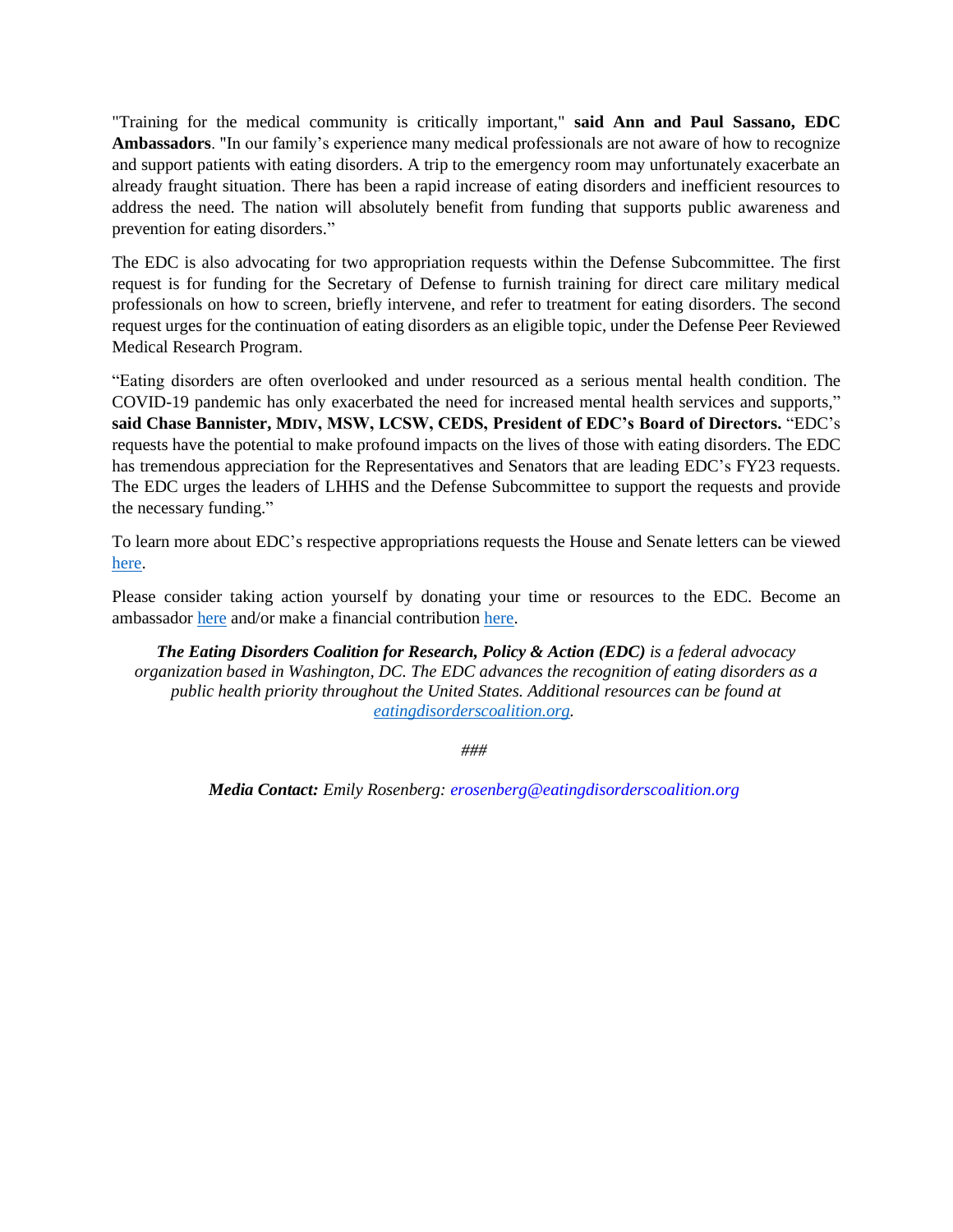"Training for the medical community is critically important," **said Ann and Paul Sassano, EDC Ambassadors**. "In our family's experience many medical professionals are not aware of how to recognize and support patients with eating disorders. A trip to the emergency room may unfortunately exacerbate an already fraught situation. There has been a rapid increase of eating disorders and inefficient resources to address the need. The nation will absolutely benefit from funding that supports public awareness and prevention for eating disorders."

The EDC is also advocating for two appropriation requests within the Defense Subcommittee. The first request is for funding for the Secretary of Defense to furnish training for direct care military medical professionals on how to screen, briefly intervene, and refer to treatment for eating disorders. The second request urges for the continuation of eating disorders as an eligible topic, under the Defense Peer Reviewed Medical Research Program.

"Eating disorders are often overlooked and under resourced as a serious mental health condition. The COVID-19 pandemic has only exacerbated the need for increased mental health services and supports," **said Chase Bannister, MDIV, MSW, LCSW, CEDS, President of EDC's Board of Directors.** "EDC's requests have the potential to make profound impacts on the lives of those with eating disorders. The EDC has tremendous appreciation for the Representatives and Senators that are leading EDC's FY23 requests. The EDC urges the leaders of LHHS and the Defense Subcommittee to support the requests and provide the necessary funding."

To learn more about EDC's respective appropriations requests the House and Senate letters can be viewed here.

Please consider taking action yourself by donating your time or resources to the EDC. Become an ambassador here and/or make a financial contribution here.

***The Eating Disorders Coalition for Research, Policy & Action (EDC)*** *is a federal advocacy organization based in Washington, DC. The EDC advances the recognition of eating disorders as a public health priority throughout the United States. Additional resources can be found at eatingdisorderscoalition.org.*

*###*

***Media Contact:*** *Emily Rosenberg: erosenberg@eatingdisorderscoalition.org*